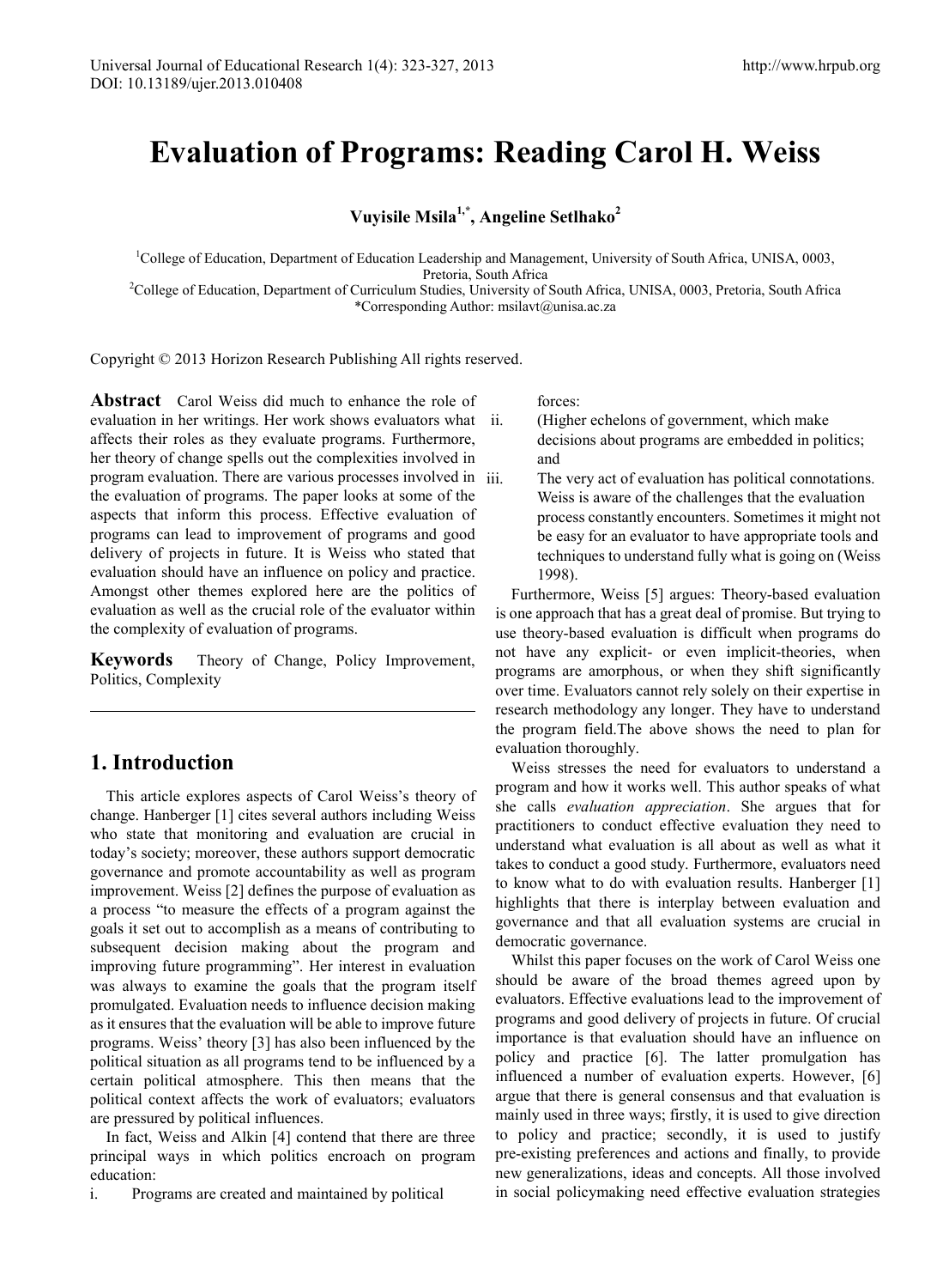# Evaluation of Programs: Reading Carol H. Weiss

**Vuyisile Msila[1,*], Angeline Setlhako[2]**

[1]College of Education, Department of Education Leadership and Management, University of South Africa, UNISA, 0003, Pretoria, South Africa
[2]College of Education, Department of Curriculum Studies, University of South Africa, UNISA, 0003, Pretoria, South Africa
*Corresponding Author: msilavt@unisa.ac.za

Copyright © 2013 Horizon Research Publishing All rights reserved.

**Abstract** Carol Weiss did much to enhance the role of evaluation in her writings. Her work shows evaluators what affects their roles as they evaluate programs. Furthermore, her theory of change spells out the complexities involved in program evaluation. There are various processes involved in the evaluation of programs. The paper looks at some of the aspects that inform this process. Effective evaluation of programs can lead to improvement of programs and good delivery of projects in future. It is Weiss who stated that evaluation should have an influence on policy and practice. Amongst other themes explored here are the politics of evaluation as well as the crucial role of the evaluator within the complexity of evaluation of programs.

**Keywords** Theory of Change, Policy Improvement, Politics, Complexity

## 1. Introduction

This article explores aspects of Carol Weiss's theory of change. Hanberger [1] cites several authors including Weiss who state that monitoring and evaluation are crucial in today's society; moreover, these authors support democratic governance and promote accountability as well as program improvement. Weiss [2] defines the purpose of evaluation as a process "to measure the effects of a program against the goals it set out to accomplish as a means of contributing to subsequent decision making about the program and improving future programming". Her interest in evaluation was always to examine the goals that the program itself promulgated. Evaluation needs to influence decision making as it ensures that the evaluation will be able to improve future programs. Weiss' theory [3] has also been influenced by the political situation as all programs tend to be influenced by a certain political atmosphere. This then means that the political context affects the work of evaluators; evaluators are pressured by political influences.

In fact, Weiss and Alkin [4] contend that there are three principal ways in which politics encroach on program education:

i. Programs are created and maintained by political forces:
ii. (Higher echelons of government, which make decisions about programs are embedded in politics; and
iii. The very act of evaluation has political connotations. Weiss is aware of the challenges that the evaluation process constantly encounters. Sometimes it might not be easy for an evaluator to have appropriate tools and techniques to understand fully what is going on (Weiss 1998).

Furthermore, Weiss [5] argues: Theory-based evaluation is one approach that has a great deal of promise. But trying to use theory-based evaluation is difficult when programs do not have any explicit- or even implicit-theories, when programs are amorphous, or when they shift significantly over time. Evaluators cannot rely solely on their expertise in research methodology any longer. They have to understand the program field.The above shows the need to plan for evaluation thoroughly.

Weiss stresses the need for evaluators to understand a program and how it works well. This author speaks of what she calls *evaluation appreciation*. She argues that for practitioners to conduct effective evaluation they need to understand what evaluation is all about as well as what it takes to conduct a good study. Furthermore, evaluators need to know what to do with evaluation results. Hanberger [1] highlights that there is interplay between evaluation and governance and that all evaluation systems are crucial in democratic governance.

Whilst this paper focuses on the work of Carol Weiss one should be aware of the broad themes agreed upon by evaluators. Effective evaluations lead to the improvement of programs and good delivery of projects in future. Of crucial importance is that evaluation should have an influence on policy and practice [6]. The latter promulgation has influenced a number of evaluation experts. However, [6] argue that there is general consensus and that evaluation is mainly used in three ways; firstly, it is used to give direction to policy and practice; secondly, it is used to justify pre-existing preferences and actions and finally, to provide new generalizations, ideas and concepts. All those involved in social policymaking need effective evaluation strategies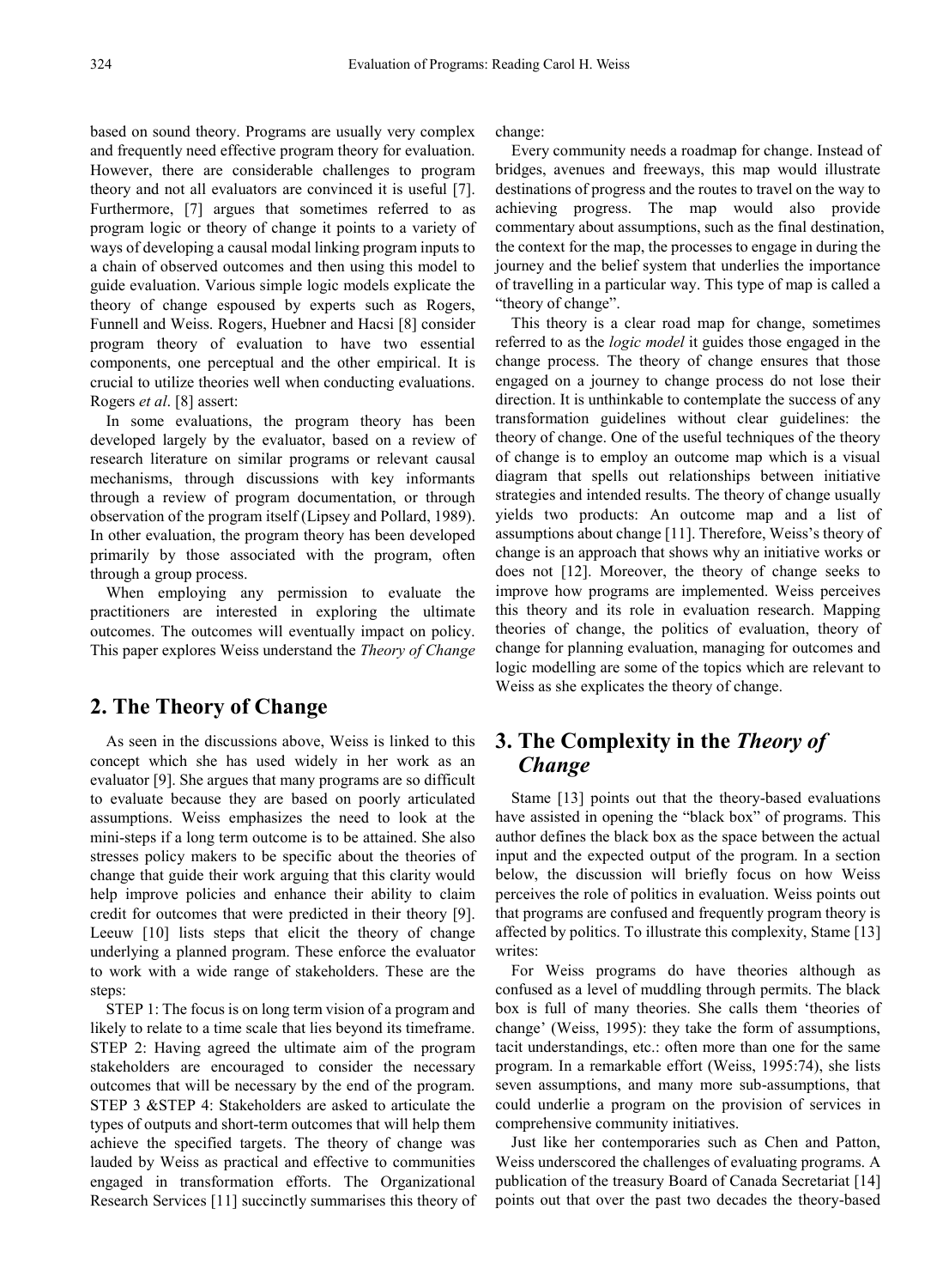based on sound theory. Programs are usually very complex and frequently need effective program theory for evaluation. However, there are considerable challenges to program theory and not all evaluators are convinced it is useful [7]. Furthermore, [7] argues that sometimes referred to as program logic or theory of change it points to a variety of ways of developing a causal modal linking program inputs to a chain of observed outcomes and then using this model to guide evaluation. Various simple logic models explicate the theory of change espoused by experts such as Rogers, Funnell and Weiss. Rogers, Huebner and Hacsi [8] consider program theory of evaluation to have two essential components, one perceptual and the other empirical. It is crucial to utilize theories well when conducting evaluations. Rogers *et al*. [8] assert:

In some evaluations, the program theory has been developed largely by the evaluator, based on a review of research literature on similar programs or relevant causal mechanisms, through discussions with key informants through a review of program documentation, or through observation of the program itself (Lipsey and Pollard, 1989). In other evaluation, the program theory has been developed primarily by those associated with the program, often through a group process.

When employing any permission to evaluate the practitioners are interested in exploring the ultimate outcomes. The outcomes will eventually impact on policy. This paper explores Weiss understand the *Theory of Change*

## 2. The Theory of Change

As seen in the discussions above, Weiss is linked to this concept which she has used widely in her work as an evaluator [9]. She argues that many programs are so difficult to evaluate because they are based on poorly articulated assumptions. Weiss emphasizes the need to look at the mini-steps if a long term outcome is to be attained. She also stresses policy makers to be specific about the theories of change that guide their work arguing that this clarity would help improve policies and enhance their ability to claim credit for outcomes that were predicted in their theory [9]. Leeuw [10] lists steps that elicit the theory of change underlying a planned program. These enforce the evaluator to work with a wide range of stakeholders. These are the steps:

STEP 1: The focus is on long term vision of a program and likely to relate to a time scale that lies beyond its timeframe.
STEP 2: Having agreed the ultimate aim of the program stakeholders are encouraged to consider the necessary outcomes that will be necessary by the end of the program.
STEP 3 &STEP 4: Stakeholders are asked to articulate the types of outputs and short-term outcomes that will help them achieve the specified targets. The theory of change was lauded by Weiss as practical and effective to communities engaged in transformation efforts. The Organizational Research Services [11] succinctly summarises this theory of change:

Every community needs a roadmap for change. Instead of bridges, avenues and freeways, this map would illustrate destinations of progress and the routes to travel on the way to achieving progress. The map would also provide commentary about assumptions, such as the final destination, the context for the map, the processes to engage in during the journey and the belief system that underlies the importance of travelling in a particular way. This type of map is called a "theory of change".

This theory is a clear road map for change, sometimes referred to as the *logic model* it guides those engaged in the change process. The theory of change ensures that those engaged on a journey to change process do not lose their direction. It is unthinkable to contemplate the success of any transformation guidelines without clear guidelines: the theory of change. One of the useful techniques of the theory of change is to employ an outcome map which is a visual diagram that spells out relationships between initiative strategies and intended results. The theory of change usually yields two products: An outcome map and a list of assumptions about change [11]. Therefore, Weiss's theory of change is an approach that shows why an initiative works or does not [12]. Moreover, the theory of change seeks to improve how programs are implemented. Weiss perceives this theory and its role in evaluation research. Mapping theories of change, the politics of evaluation, theory of change for planning evaluation, managing for outcomes and logic modelling are some of the topics which are relevant to Weiss as she explicates the theory of change.

## 3. The Complexity in the *Theory of Change*

Stame [13] points out that the theory-based evaluations have assisted in opening the "black box" of programs. This author defines the black box as the space between the actual input and the expected output of the program. In a section below, the discussion will briefly focus on how Weiss perceives the role of politics in evaluation. Weiss points out that programs are confused and frequently program theory is affected by politics. To illustrate this complexity, Stame [13] writes:

For Weiss programs do have theories although as confused as a level of muddling through permits. The black box is full of many theories. She calls them 'theories of change' (Weiss, 1995): they take the form of assumptions, tacit understandings, etc.: often more than one for the same program. In a remarkable effort (Weiss, 1995:74), she lists seven assumptions, and many more sub-assumptions, that could underlie a program on the provision of services in comprehensive community initiatives.

Just like her contemporaries such as Chen and Patton, Weiss underscored the challenges of evaluating programs. A publication of the treasury Board of Canada Secretariat [14] points out that over the past two decades the theory-based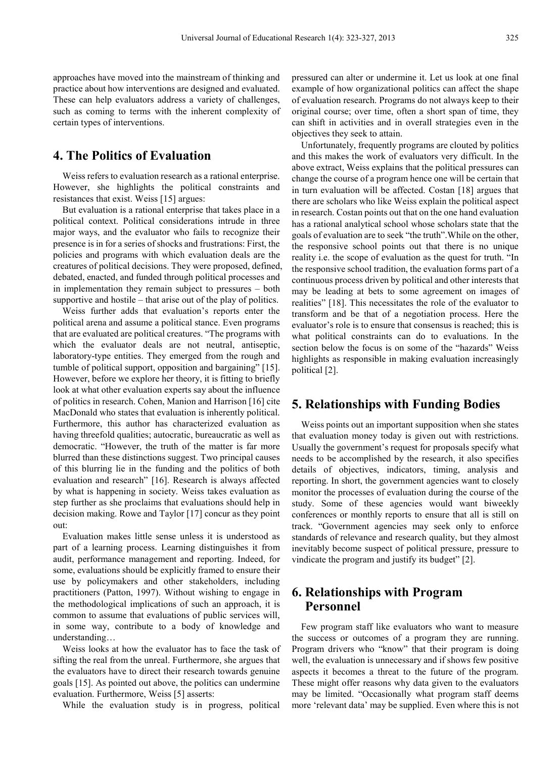approaches have moved into the mainstream of thinking and practice about how interventions are designed and evaluated. These can help evaluators address a variety of challenges, such as coming to terms with the inherent complexity of certain types of interventions.

## 4. The Politics of Evaluation

Weiss refers to evaluation research as a rational enterprise. However, she highlights the political constraints and resistances that exist. Weiss [15] argues:

But evaluation is a rational enterprise that takes place in a political context. Political considerations intrude in three major ways, and the evaluator who fails to recognize their presence is in for a series of shocks and frustrations: First, the policies and programs with which evaluation deals are the creatures of political decisions. They were proposed, defined, debated, enacted, and funded through political processes and in implementation they remain subject to pressures – both supportive and hostile – that arise out of the play of politics.

Weiss further adds that evaluation's reports enter the political arena and assume a political stance. Even programs that are evaluated are political creatures. "The programs with which the evaluator deals are not neutral, antiseptic, laboratory-type entities. They emerged from the rough and tumble of political support, opposition and bargaining" [15]. However, before we explore her theory, it is fitting to briefly look at what other evaluation experts say about the influence of politics in research. Cohen, Manion and Harrison [16] cite MacDonald who states that evaluation is inherently political. Furthermore, this author has characterized evaluation as having threefold qualities; autocratic, bureaucratic as well as democratic. "However, the truth of the matter is far more blurred than these distinctions suggest. Two principal causes of this blurring lie in the funding and the politics of both evaluation and research" [16]. Research is always affected by what is happening in society. Weiss takes evaluation as step further as she proclaims that evaluations should help in decision making. Rowe and Taylor [17] concur as they point out:

Evaluation makes little sense unless it is understood as part of a learning process. Learning distinguishes it from audit, performance management and reporting. Indeed, for some, evaluations should be explicitly framed to ensure their use by policymakers and other stakeholders, including practitioners (Patton, 1997). Without wishing to engage in the methodological implications of such an approach, it is common to assume that evaluations of public services will, in some way, contribute to a body of knowledge and understanding…

Weiss looks at how the evaluator has to face the task of sifting the real from the unreal. Furthermore, she argues that the evaluators have to direct their research towards genuine goals [15]. As pointed out above, the politics can undermine evaluation. Furthermore, Weiss [5] asserts:

While the evaluation study is in progress, political pressured can alter or undermine it. Let us look at one final example of how organizational politics can affect the shape of evaluation research. Programs do not always keep to their original course; over time, often a short span of time, they can shift in activities and in overall strategies even in the objectives they seek to attain.

Unfortunately, frequently programs are clouted by politics and this makes the work of evaluators very difficult. In the above extract, Weiss explains that the political pressures can change the course of a program hence one will be certain that in turn evaluation will be affected. Costan [18] argues that there are scholars who like Weiss explain the political aspect in research. Costan points out that on the one hand evaluation has a rational analytical school whose scholars state that the goals of evaluation are to seek "the truth".While on the other, the responsive school points out that there is no unique reality i.e. the scope of evaluation as the quest for truth. "In the responsive school tradition, the evaluation forms part of a continuous process driven by political and other interests that may be leading at bets to some agreement on images of realities" [18]. This necessitates the role of the evaluator to transform and be that of a negotiation process. Here the evaluator's role is to ensure that consensus is reached; this is what political constraints can do to evaluations. In the section below the focus is on some of the "hazards" Weiss highlights as responsible in making evaluation increasingly political [2].

## 5. Relationships with Funding Bodies

Weiss points out an important supposition when she states that evaluation money today is given out with restrictions. Usually the government's request for proposals specify what needs to be accomplished by the research, it also specifies details of objectives, indicators, timing, analysis and reporting. In short, the government agencies want to closely monitor the processes of evaluation during the course of the study. Some of these agencies would want biweekly conferences or monthly reports to ensure that all is still on track. "Government agencies may seek only to enforce standards of relevance and research quality, but they almost inevitably become suspect of political pressure, pressure to vindicate the program and justify its budget" [2].

## 6. Relationships with Program Personnel

Few program staff like evaluators who want to measure the success or outcomes of a program they are running. Program drivers who "know" that their program is doing well, the evaluation is unnecessary and if shows few positive aspects it becomes a threat to the future of the program. These might offer reasons why data given to the evaluators may be limited. "Occasionally what program staff deems more 'relevant data' may be supplied. Even where this is not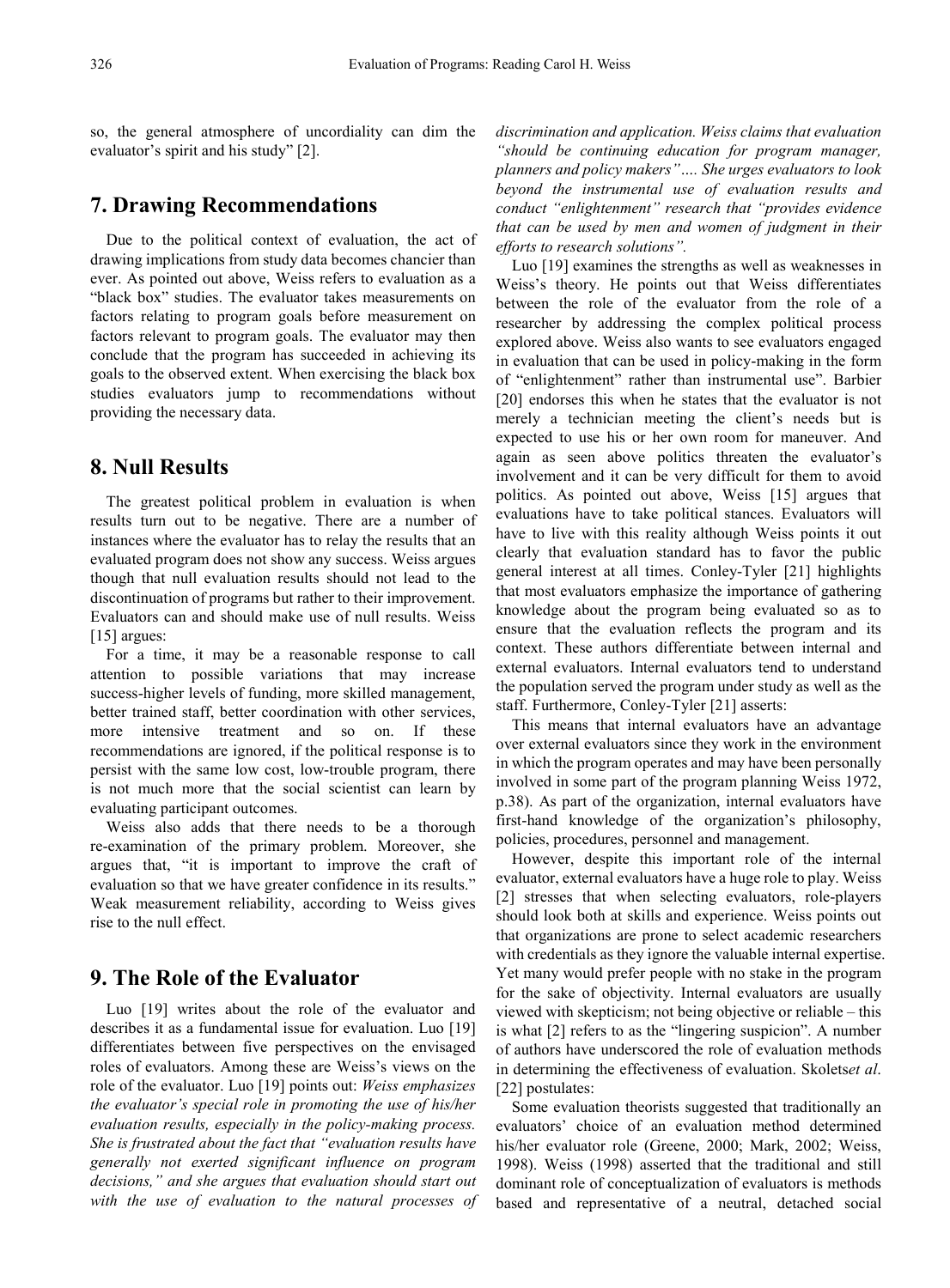so, the general atmosphere of uncordiality can dim the evaluator's spirit and his study" [2].

## 7. Drawing Recommendations

Due to the political context of evaluation, the act of drawing implications from study data becomes chancier than ever. As pointed out above, Weiss refers to evaluation as a "black box" studies. The evaluator takes measurements on factors relating to program goals before measurement on factors relevant to program goals. The evaluator may then conclude that the program has succeeded in achieving its goals to the observed extent. When exercising the black box studies evaluators jump to recommendations without providing the necessary data.

## 8. Null Results

The greatest political problem in evaluation is when results turn out to be negative. There are a number of instances where the evaluator has to relay the results that an evaluated program does not show any success. Weiss argues though that null evaluation results should not lead to the discontinuation of programs but rather to their improvement. Evaluators can and should make use of null results. Weiss [15] argues:

For a time, it may be a reasonable response to call attention to possible variations that may increase success-higher levels of funding, more skilled management, better trained staff, better coordination with other services, more intensive treatment and so on. If these recommendations are ignored, if the political response is to persist with the same low cost, low-trouble program, there is not much more that the social scientist can learn by evaluating participant outcomes.

Weiss also adds that there needs to be a thorough re-examination of the primary problem. Moreover, she argues that, "it is important to improve the craft of evaluation so that we have greater confidence in its results." Weak measurement reliability, according to Weiss gives rise to the null effect.

## 9. The Role of the Evaluator

Luo [19] writes about the role of the evaluator and describes it as a fundamental issue for evaluation. Luo [19] differentiates between five perspectives on the envisaged roles of evaluators. Among these are Weiss's views on the role of the evaluator. Luo [19] points out: *Weiss emphasizes the evaluator's special role in promoting the use of his/her evaluation results, especially in the policy-making process. She is frustrated about the fact that "evaluation results have generally not exerted significant influence on program decisions," and she argues that evaluation should start out with the use of evaluation to the natural processes of discrimination and application. Weiss claims that evaluation "should be continuing education for program manager, planners and policy makers"…. She urges evaluators to look beyond the instrumental use of evaluation results and conduct "enlightenment" research that "provides evidence that can be used by men and women of judgment in their efforts to research solutions".*

Luo [19] examines the strengths as well as weaknesses in Weiss's theory. He points out that Weiss differentiates between the role of the evaluator from the role of a researcher by addressing the complex political process explored above. Weiss also wants to see evaluators engaged in evaluation that can be used in policy-making in the form of "enlightenment" rather than instrumental use". Barbier [20] endorses this when he states that the evaluator is not merely a technician meeting the client's needs but is expected to use his or her own room for maneuver. And again as seen above politics threaten the evaluator's involvement and it can be very difficult for them to avoid politics. As pointed out above, Weiss [15] argues that evaluations have to take political stances. Evaluators will have to live with this reality although Weiss points it out clearly that evaluation standard has to favor the public general interest at all times. Conley-Tyler [21] highlights that most evaluators emphasize the importance of gathering knowledge about the program being evaluated so as to ensure that the evaluation reflects the program and its context. These authors differentiate between internal and external evaluators. Internal evaluators tend to understand the population served the program under study as well as the staff. Furthermore, Conley-Tyler [21] asserts:

This means that internal evaluators have an advantage over external evaluators since they work in the environment in which the program operates and may have been personally involved in some part of the program planning Weiss 1972, p.38). As part of the organization, internal evaluators have first-hand knowledge of the organization's philosophy, policies, procedures, personnel and management.

However, despite this important role of the internal evaluator, external evaluators have a huge role to play. Weiss [2] stresses that when selecting evaluators, role-players should look both at skills and experience. Weiss points out that organizations are prone to select academic researchers with credentials as they ignore the valuable internal expertise. Yet many would prefer people with no stake in the program for the sake of objectivity. Internal evaluators are usually viewed with skepticism; not being objective or reliable – this is what [2] refers to as the "lingering suspicion". A number of authors have underscored the role of evaluation methods in determining the effectiveness of evaluation. Skolets*et al*. [22] postulates:

Some evaluation theorists suggested that traditionally an evaluators' choice of an evaluation method determined his/her evaluator role (Greene, 2000; Mark, 2002; Weiss, 1998). Weiss (1998) asserted that the traditional and still dominant role of conceptualization of evaluators is methods based and representative of a neutral, detached social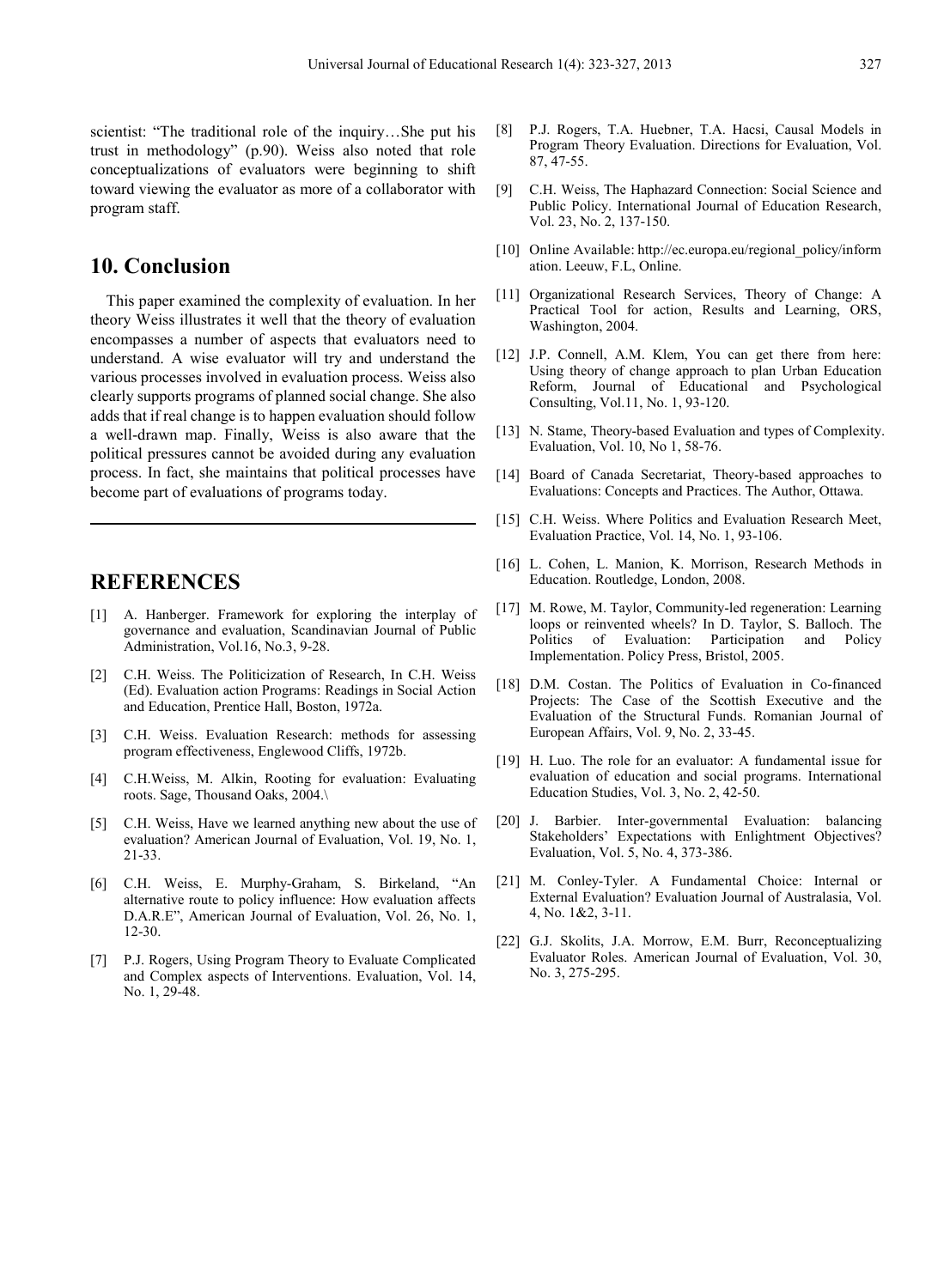scientist: "The traditional role of the inquiry…She put his trust in methodology" (p.90). Weiss also noted that role conceptualizations of evaluators were beginning to shift toward viewing the evaluator as more of a collaborator with program staff.

## 10. Conclusion

This paper examined the complexity of evaluation. In her theory Weiss illustrates it well that the theory of evaluation encompasses a number of aspects that evaluators need to understand. A wise evaluator will try and understand the various processes involved in evaluation process. Weiss also clearly supports programs of planned social change. She also adds that if real change is to happen evaluation should follow a well-drawn map. Finally, Weiss is also aware that the political pressures cannot be avoided during any evaluation process. In fact, she maintains that political processes have become part of evaluations of programs today.

## REFERENCES

[1] A. Hanberger. Framework for exploring the interplay of governance and evaluation, Scandinavian Journal of Public Administration, Vol.16, No.3, 9-28.

[2] C.H. Weiss. The Politicization of Research, In C.H. Weiss (Ed). Evaluation action Programs: Readings in Social Action and Education, Prentice Hall, Boston, 1972a.

[3] C.H. Weiss. Evaluation Research: methods for assessing program effectiveness, Englewood Cliffs, 1972b.

[4] C.H.Weiss, M. Alkin, Rooting for evaluation: Evaluating roots. Sage, Thousand Oaks, 2004.\

[5] C.H. Weiss, Have we learned anything new about the use of evaluation? American Journal of Evaluation, Vol. 19, No. 1, 21-33.

[6] C.H. Weiss, E. Murphy-Graham, S. Birkeland, "An alternative route to policy influence: How evaluation affects D.A.R.E", American Journal of Evaluation, Vol. 26, No. 1, 12-30.

[7] P.J. Rogers, Using Program Theory to Evaluate Complicated and Complex aspects of Interventions. Evaluation, Vol. 14, No. 1, 29-48.

[8] P.J. Rogers, T.A. Huebner, T.A. Hacsi, Causal Models in Program Theory Evaluation. Directions for Evaluation, Vol. 87, 47-55.

[9] C.H. Weiss, The Haphazard Connection: Social Science and Public Policy. International Journal of Education Research, Vol. 23, No. 2, 137-150.

[10] Online Available: http://ec.europa.eu/regional_policy/information. Leeuw, F.L, Online.

[11] Organizational Research Services, Theory of Change: A Practical Tool for action, Results and Learning, ORS, Washington, 2004.

[12] J.P. Connell, A.M. Klem, You can get there from here: Using theory of change approach to plan Urban Education Reform, Journal of Educational and Psychological Consulting, Vol.11, No. 1, 93-120.

[13] N. Stame, Theory-based Evaluation and types of Complexity. Evaluation, Vol. 10, No 1, 58-76.

[14] Board of Canada Secretariat, Theory-based approaches to Evaluations: Concepts and Practices. The Author, Ottawa.

[15] C.H. Weiss. Where Politics and Evaluation Research Meet, Evaluation Practice, Vol. 14, No. 1, 93-106.

[16] L. Cohen, L. Manion, K. Morrison, Research Methods in Education. Routledge, London, 2008.

[17] M. Rowe, M. Taylor, Community-led regeneration: Learning loops or reinvented wheels? In D. Taylor, S. Balloch. The Politics of Evaluation: Participation and Policy Implementation. Policy Press, Bristol, 2005.

[18] D.M. Costan. The Politics of Evaluation in Co-financed Projects: The Case of the Scottish Executive and the Evaluation of the Structural Funds. Romanian Journal of European Affairs, Vol. 9, No. 2, 33-45.

[19] H. Luo. The role for an evaluator: A fundamental issue for evaluation of education and social programs. International Education Studies, Vol. 3, No. 2, 42-50.

[20] J. Barbier. Inter-governmental Evaluation: balancing Stakeholders' Expectations with Enlightment Objectives? Evaluation, Vol. 5, No. 4, 373-386.

[21] M. Conley-Tyler. A Fundamental Choice: Internal or External Evaluation? Evaluation Journal of Australasia, Vol. 4, No. 1&2, 3-11.

[22] G.J. Skolits, J.A. Morrow, E.M. Burr, Reconceptualizing Evaluator Roles. American Journal of Evaluation, Vol. 30, No. 3, 275-295.